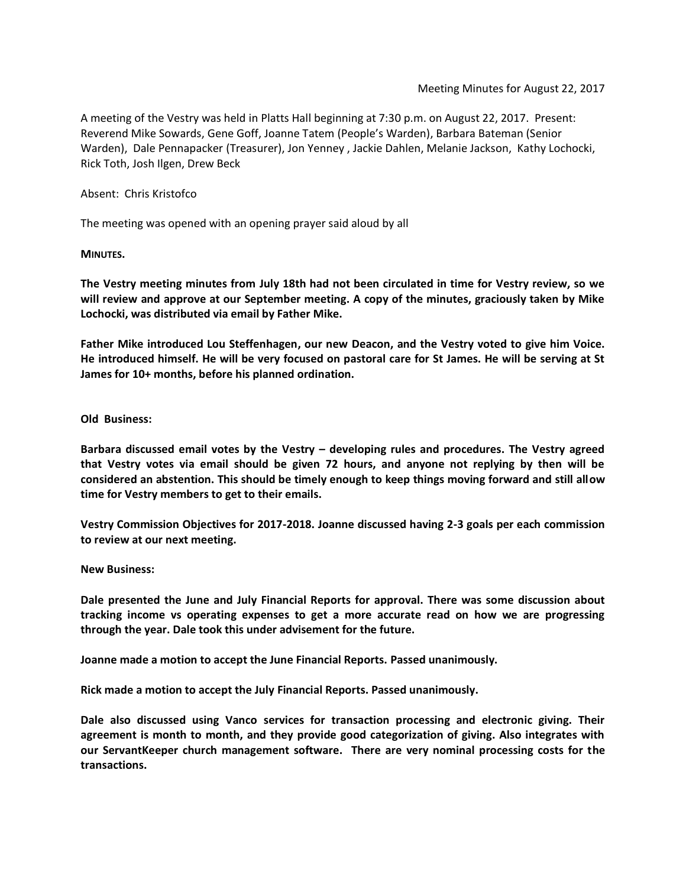Meeting Minutes for August 22, 2017

A meeting of the Vestry was held in Platts Hall beginning at 7:30 p.m. on August 22, 2017. Present: Reverend Mike Sowards, Gene Goff, Joanne Tatem (People's Warden), Barbara Bateman (Senior Warden), Dale Pennapacker (Treasurer), Jon Yenney , Jackie Dahlen, Melanie Jackson, Kathy Lochocki, Rick Toth, Josh Ilgen, Drew Beck

Absent: Chris Kristofco

The meeting was opened with an opening prayer said aloud by all

**MINUTES.**

**The Vestry meeting minutes from July 18th had not been circulated in time for Vestry review, so we will review and approve at our September meeting. A copy of the minutes, graciously taken by Mike Lochocki, was distributed via email by Father Mike.**

**Father Mike introduced Lou Steffenhagen, our new Deacon, and the Vestry voted to give him Voice. He introduced himself. He will be very focused on pastoral care for St James. He will be serving at St James for 10+ months, before his planned ordination.**

**Old Business:**

**Barbara discussed email votes by the Vestry – developing rules and procedures. The Vestry agreed that Vestry votes via email should be given 72 hours, and anyone not replying by then will be considered an abstention. This should be timely enough to keep things moving forward and still allow time for Vestry members to get to their emails.**

**Vestry Commission Objectives for 2017-2018. Joanne discussed having 2-3 goals per each commission to review at our next meeting.**

**New Business:**

**Dale presented the June and July Financial Reports for approval. There was some discussion about tracking income vs operating expenses to get a more accurate read on how we are progressing through the year. Dale took this under advisement for the future.**

**Joanne made a motion to accept the June Financial Reports. Passed unanimously.**

**Rick made a motion to accept the July Financial Reports. Passed unanimously.**

**Dale also discussed using Vanco services for transaction processing and electronic giving. Their agreement is month to month, and they provide good categorization of giving. Also integrates with our ServantKeeper church management software. There are very nominal processing costs for the transactions.**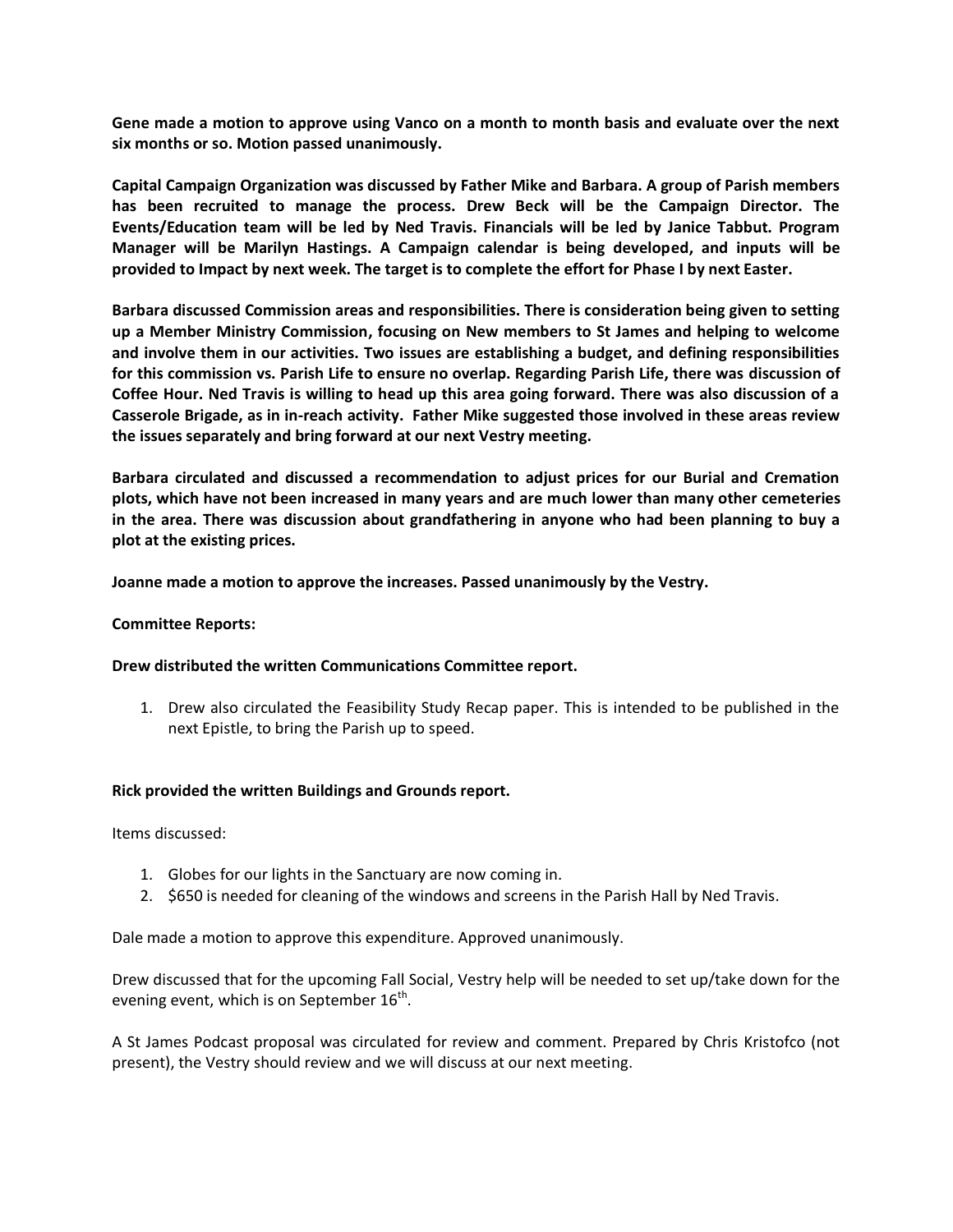**Gene made a motion to approve using Vanco on a month to month basis and evaluate over the next six months or so. Motion passed unanimously.**

**Capital Campaign Organization was discussed by Father Mike and Barbara. A group of Parish members has been recruited to manage the process. Drew Beck will be the Campaign Director. The Events/Education team will be led by Ned Travis. Financials will be led by Janice Tabbut. Program Manager will be Marilyn Hastings. A Campaign calendar is being developed, and inputs will be provided to Impact by next week. The target is to complete the effort for Phase I by next Easter.**

**Barbara discussed Commission areas and responsibilities. There is consideration being given to setting up a Member Ministry Commission, focusing on New members to St James and helping to welcome and involve them in our activities. Two issues are establishing a budget, and defining responsibilities for this commission vs. Parish Life to ensure no overlap. Regarding Parish Life, there was discussion of Coffee Hour. Ned Travis is willing to head up this area going forward. There was also discussion of a Casserole Brigade, as in in-reach activity. Father Mike suggested those involved in these areas review the issues separately and bring forward at our next Vestry meeting.**

**Barbara circulated and discussed a recommendation to adjust prices for our Burial and Cremation plots, which have not been increased in many years and are much lower than many other cemeteries in the area. There was discussion about grandfathering in anyone who had been planning to buy a plot at the existing prices.**

**Joanne made a motion to approve the increases. Passed unanimously by the Vestry.**

**Committee Reports:**

**Drew distributed the written Communications Committee report.**

1. Drew also circulated the Feasibility Study Recap paper. This is intended to be published in the next Epistle, to bring the Parish up to speed.

**Rick provided the written Buildings and Grounds report.**

Items discussed:

1. Globes for our lights in the Sanctuary are now coming in.
2. $650 is needed for cleaning of the windows and screens in the Parish Hall by Ned Travis.

Dale made a motion to approve this expenditure. Approved unanimously.

Drew discussed that for the upcoming Fall Social, Vestry help will be needed to set up/take down for the evening event, which is on September 16th.

A St James Podcast proposal was circulated for review and comment. Prepared by Chris Kristofco (not present), the Vestry should review and we will discuss at our next meeting.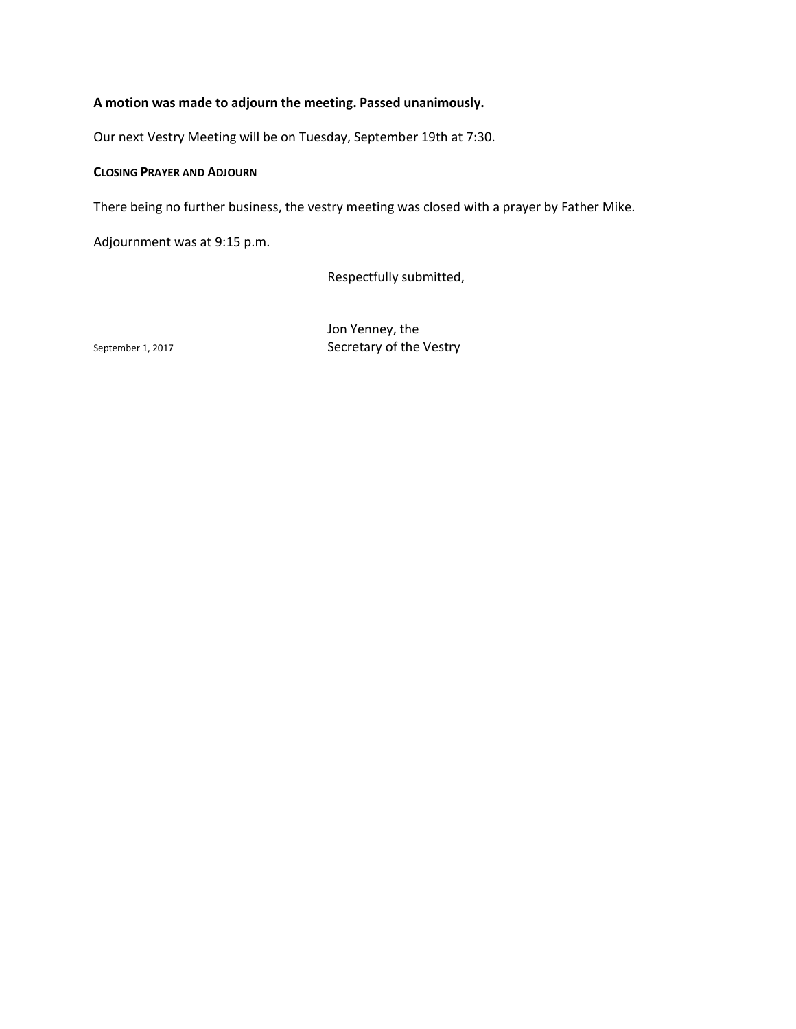**A motion was made to adjourn the meeting. Passed unanimously.**

Our next Vestry Meeting will be on Tuesday, September 19th at 7:30.

**CLOSING PRAYER AND ADJOURN**

There being no further business, the vestry meeting was closed with a prayer by Father Mike.

Adjournment was at 9:15 p.m.

Respectfully submitted,

Jon Yenney, the
Secretary of the Vestry

September 1, 2017